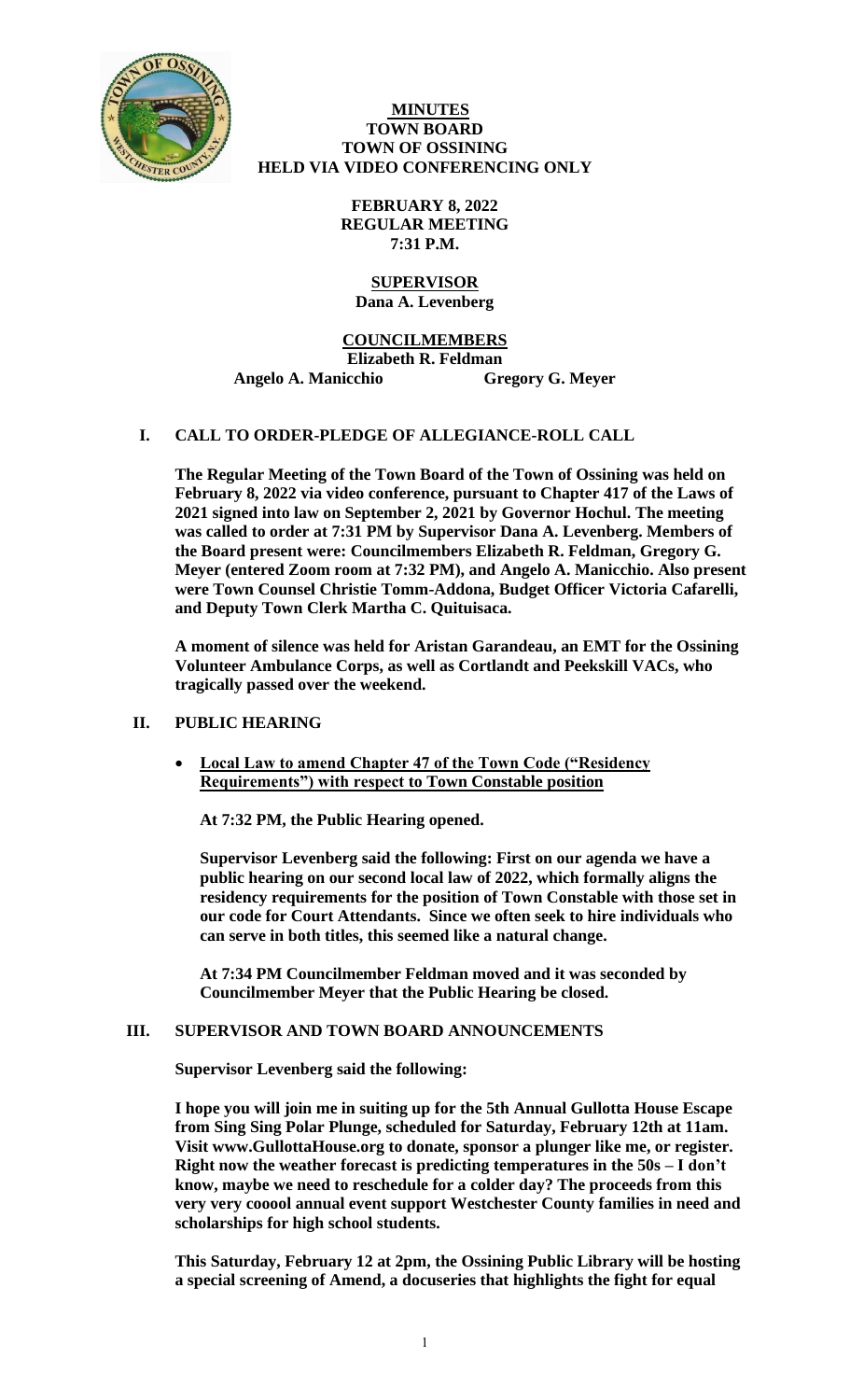# MINUTES
## TOWN BOARD
## TOWN OF OSSINING
## HELD VIA VIDEO CONFERENCING ONLY

**FEBRUARY 8, 2022**
**REGULAR MEETING**
**7:31 P.M.**

**SUPERVISOR**
**Dana A. Levenberg**

**COUNCILMEMBERS**
**Elizabeth R. Feldman**
**Angelo A. Manicchio** **Gregory G. Meyer**

## I. CALL TO ORDER-PLEDGE OF ALLEGIANCE-ROLL CALL

**The Regular Meeting of the Town Board of the Town of Ossining was held on February 8, 2022 via video conference, pursuant to Chapter 417 of the Laws of 2021 signed into law on September 2, 2021 by Governor Hochul. The meeting was called to order at 7:31 PM by Supervisor Dana A. Levenberg. Members of the Board present were: Councilmembers Elizabeth R. Feldman, Gregory G. Meyer (entered Zoom room at 7:32 PM), and Angelo A. Manicchio. Also present were Town Counsel Christie Tomm-Addona, Budget Officer Victoria Cafarelli, and Deputy Town Clerk Martha C. Quituisaca.**

**A moment of silence was held for Aristan Garandeau, an EMT for the Ossining Volunteer Ambulance Corps, as well as Cortlandt and Peekskill VACs, who tragically passed over the weekend.**

## II. PUBLIC HEARING

- **Local Law to amend Chapter 47 of the Town Code ("Residency Requirements") with respect to Town Constable position**

**At 7:32 PM, the Public Hearing opened.**

**Supervisor Levenberg said the following: First on our agenda we have a public hearing on our second local law of 2022, which formally aligns the residency requirements for the position of Town Constable with those set in our code for Court Attendants. Since we often seek to hire individuals who can serve in both titles, this seemed like a natural change.**

**At 7:34 PM Councilmember Feldman moved and it was seconded by Councilmember Meyer that the Public Hearing be closed.**

## III. SUPERVISOR AND TOWN BOARD ANNOUNCEMENTS

**Supervisor Levenberg said the following:**

**I hope you will join me in suiting up for the 5th Annual Gullotta House Escape from Sing Sing Polar Plunge, scheduled for Saturday, February 12th at 11am. Visit www.GullottaHouse.org to donate, sponsor a plunger like me, or register. Right now the weather forecast is predicting temperatures in the 50s – I don't know, maybe we need to reschedule for a colder day? The proceeds from this very very cooool annual event support Westchester County families in need and scholarships for high school students.**

**This Saturday, February 12 at 2pm, the Ossining Public Library will be hosting a special screening of Amend, a docuseries that highlights the fight for equal**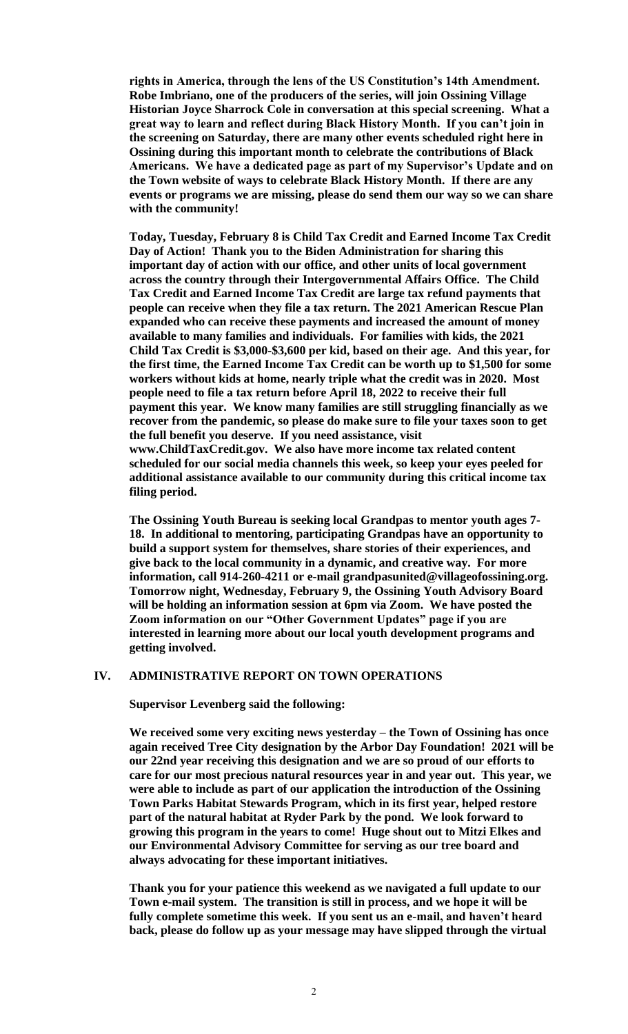**rights in America, through the lens of the US Constitution's 14th Amendment. Robe Imbriano, one of the producers of the series, will join Ossining Village Historian Joyce Sharrock Cole in conversation at this special screening. What a great way to learn and reflect during Black History Month. If you can't join in the screening on Saturday, there are many other events scheduled right here in Ossining during this important month to celebrate the contributions of Black Americans. We have a dedicated page as part of my Supervisor's Update and on the Town website of ways to celebrate Black History Month. If there are any events or programs we are missing, please do send them our way so we can share with the community!**

**Today, Tuesday, February 8 is Child Tax Credit and Earned Income Tax Credit Day of Action! Thank you to the Biden Administration for sharing this important day of action with our office, and other units of local government across the country through their Intergovernmental Affairs Office. The Child Tax Credit and Earned Income Tax Credit are large tax refund payments that people can receive when they file a tax return. The 2021 American Rescue Plan expanded who can receive these payments and increased the amount of money available to many families and individuals. For families with kids, the 2021 Child Tax Credit is $3,000-$3,600 per kid, based on their age. And this year, for the first time, the Earned Income Tax Credit can be worth up to $1,500 for some workers without kids at home, nearly triple what the credit was in 2020. Most people need to file a tax return before April 18, 2022 to receive their full payment this year. We know many families are still struggling financially as we recover from the pandemic, so please do make sure to file your taxes soon to get the full benefit you deserve. If you need assistance, visit www.ChildTaxCredit.gov. We also have more income tax related content scheduled for our social media channels this week, so keep your eyes peeled for additional assistance available to our community during this critical income tax filing period.**

**The Ossining Youth Bureau is seeking local Grandpas to mentor youth ages 7-18. In additional to mentoring, participating Grandpas have an opportunity to build a support system for themselves, share stories of their experiences, and give back to the local community in a dynamic, and creative way. For more information, call 914-260-4211 or e-mail grandpasunited@villageofossining.org. Tomorrow night, Wednesday, February 9, the Ossining Youth Advisory Board will be holding an information session at 6pm via Zoom. We have posted the Zoom information on our "Other Government Updates" page if you are interested in learning more about our local youth development programs and getting involved.**

## IV. ADMINISTRATIVE REPORT ON TOWN OPERATIONS

**Supervisor Levenberg said the following:**

**We received some very exciting news yesterday – the Town of Ossining has once again received Tree City designation by the Arbor Day Foundation! 2021 will be our 22nd year receiving this designation and we are so proud of our efforts to care for our most precious natural resources year in and year out. This year, we were able to include as part of our application the introduction of the Ossining Town Parks Habitat Stewards Program, which in its first year, helped restore part of the natural habitat at Ryder Park by the pond. We look forward to growing this program in the years to come! Huge shout out to Mitzi Elkes and our Environmental Advisory Committee for serving as our tree board and always advocating for these important initiatives.**

**Thank you for your patience this weekend as we navigated a full update to our Town e-mail system. The transition is still in process, and we hope it will be fully complete sometime this week. If you sent us an e-mail, and haven't heard back, please do follow up as your message may have slipped through the virtual**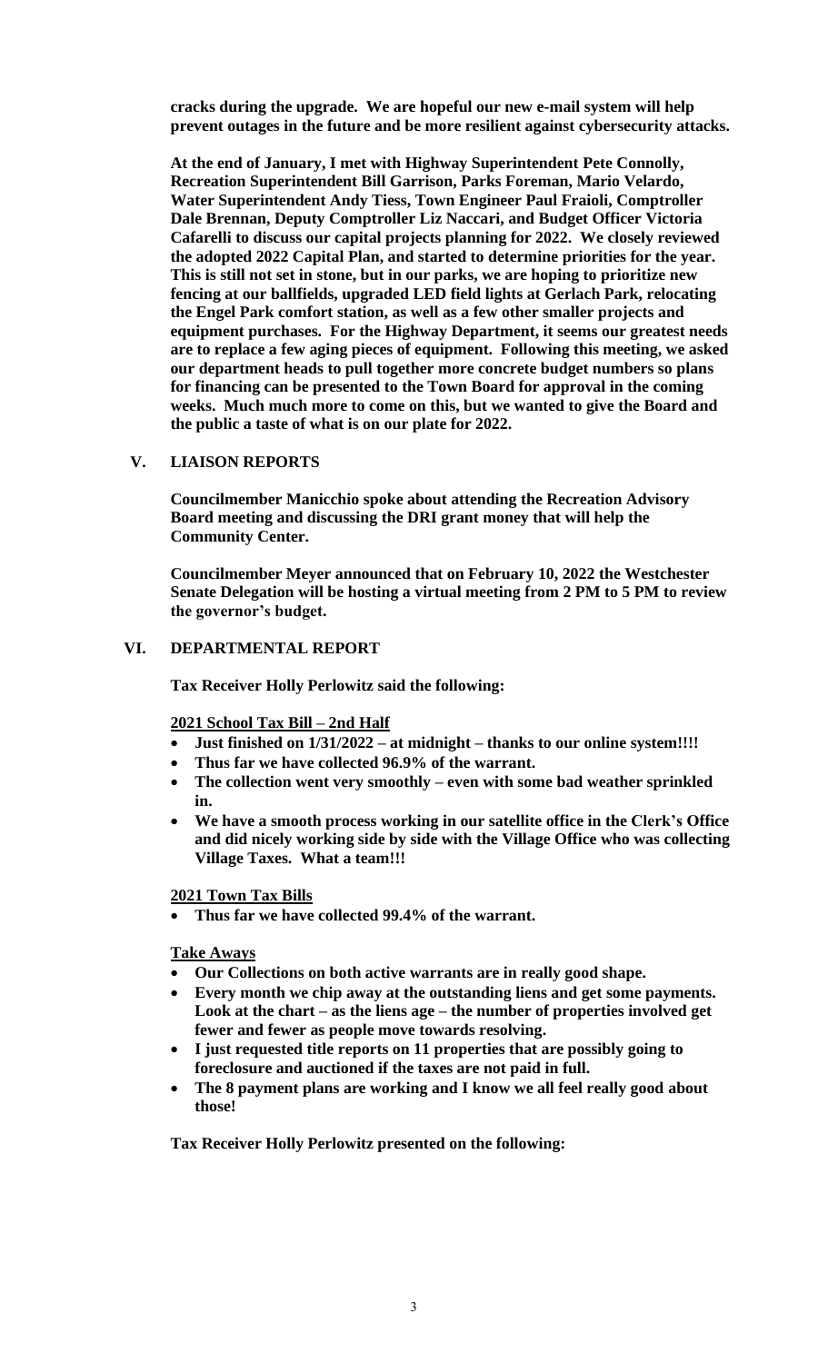**cracks during the upgrade. We are hopeful our new e-mail system will help prevent outages in the future and be more resilient against cybersecurity attacks.**

**At the end of January, I met with Highway Superintendent Pete Connolly, Recreation Superintendent Bill Garrison, Parks Foreman, Mario Velardo, Water Superintendent Andy Tiess, Town Engineer Paul Fraioli, Comptroller Dale Brennan, Deputy Comptroller Liz Naccari, and Budget Officer Victoria Cafarelli to discuss our capital projects planning for 2022. We closely reviewed the adopted 2022 Capital Plan, and started to determine priorities for the year. This is still not set in stone, but in our parks, we are hoping to prioritize new fencing at our ballfields, upgraded LED field lights at Gerlach Park, relocating the Engel Park comfort station, as well as a few other smaller projects and equipment purchases. For the Highway Department, it seems our greatest needs are to replace a few aging pieces of equipment. Following this meeting, we asked our department heads to pull together more concrete budget numbers so plans for financing can be presented to the Town Board for approval in the coming weeks. Much much more to come on this, but we wanted to give the Board and the public a taste of what is on our plate for 2022.**

## V. LIAISON REPORTS

**Councilmember Manicchio spoke about attending the Recreation Advisory Board meeting and discussing the DRI grant money that will help the Community Center.**

**Councilmember Meyer announced that on February 10, 2022 the Westchester Senate Delegation will be hosting a virtual meeting from 2 PM to 5 PM to review the governor's budget.**

## VI. DEPARTMENTAL REPORT

**Tax Receiver Holly Perlowitz said the following:**

**<u>2021 School Tax Bill – 2nd Half</u>**

- **Just finished on 1/31/2022 – at midnight – thanks to our online system!!!!**
- **Thus far we have collected 96.9% of the warrant.**
- **The collection went very smoothly – even with some bad weather sprinkled in.**
- **We have a smooth process working in our satellite office in the Clerk's Office and did nicely working side by side with the Village Office who was collecting Village Taxes. What a team!!!**

**<u>2021 Town Tax Bills</u>**

- **Thus far we have collected 99.4% of the warrant.**

**<u>Take Aways</u>**

- **Our Collections on both active warrants are in really good shape.**
- **Every month we chip away at the outstanding liens and get some payments. Look at the chart – as the liens age – the number of properties involved get fewer and fewer as people move towards resolving.**
- **I just requested title reports on 11 properties that are possibly going to foreclosure and auctioned if the taxes are not paid in full.**
- **The 8 payment plans are working and I know we all feel really good about those!**

**Tax Receiver Holly Perlowitz presented on the following:**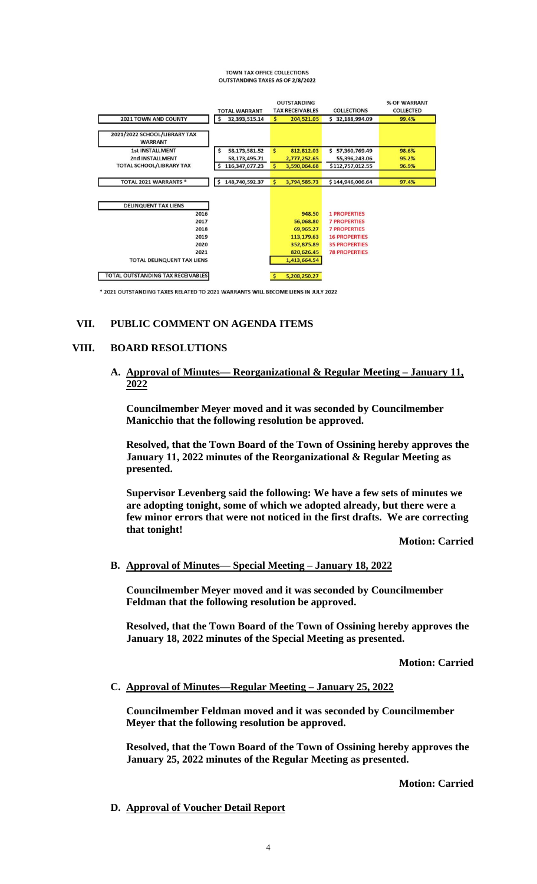TOWN TAX OFFICE COLLECTIONS
OUTSTANDING TAXES AS OF 2/8/2022

| | TOTAL WARRANT | OUTSTANDING TAX RECEIVABLES | COLLECTIONS | % OF WARRANT COLLECTED |
|---|---|---|---|---|
| 2021 TOWN AND COUNTY | $ 32,393,515.14 | $ 204,521.05 | $ 32,188,994.09 | 99.4% |
| 2021/2022 SCHOOL/LIBRARY TAX WARRANT | | | | |
| 1st INSTALLMENT | $ 58,173,581.52 | $ 812,812.03 | $ 57,360,769.49 | 98.6% |
| 2nd INSTALLMENT | 58,173,495.71 | 2,777,252.65 | 55,396,243.06 | 95.2% |
| TOTAL SCHOOL/LIBRARY TAX | $ 116,347,077.23 | $ 3,590,064.68 | $112,757,012.55 | 96.9% |
| TOTAL 2021 WARRANTS * | $ 148,740,592.37 | $ 3,794,585.73 | $144,946,006.64 | 97.4% |
| DELINQUENT TAX LIENS | | | | |
| 2016 | | 948.50 | 1 PROPERTIES | |
| 2017 | | 56,068.80 | 7 PROPERTIES | |
| 2018 | | 69,965.27 | 7 PROPERTIES | |
| 2019 | | 113,179.63 | 16 PROPERTIES | |
| 2020 | | 352,875.89 | 35 PROPERTIES | |
| 2021 | | 820,626.45 | 78 PROPERTIES | |
| TOTAL DELINQUENT TAX LIENS | | 1,413,664.54 | | |
| TOTAL OUTSTANDING TAX RECEIVABLES | | $ 5,208,250.27 | | |

* 2021 OUTSTANDING TAXES RELATED TO 2021 WARRANTS WILL BECOME LIENS IN JULY 2022

## VII. PUBLIC COMMENT ON AGENDA ITEMS

## VIII. BOARD RESOLUTIONS

### A. Approval of Minutes— Reorganizational & Regular Meeting – January 11, 2022

**Councilmember Meyer moved and it was seconded by Councilmember Manicchio that the following resolution be approved.**

**Resolved, that the Town Board of the Town of Ossining hereby approves the January 11, 2022 minutes of the Reorganizational & Regular Meeting as presented.**

**Supervisor Levenberg said the following: We have a few sets of minutes we are adopting tonight, some of which we adopted already, but there were a few minor errors that were not noticed in the first drafts. We are correcting that tonight!**

**Motion: Carried**

### B. Approval of Minutes— Special Meeting – January 18, 2022

**Councilmember Meyer moved and it was seconded by Councilmember Feldman that the following resolution be approved.**

**Resolved, that the Town Board of the Town of Ossining hereby approves the January 18, 2022 minutes of the Special Meeting as presented.**

**Motion: Carried**

### C. Approval of Minutes—Regular Meeting – January 25, 2022

**Councilmember Feldman moved and it was seconded by Councilmember Meyer that the following resolution be approved.**

**Resolved, that the Town Board of the Town of Ossining hereby approves the January 25, 2022 minutes of the Regular Meeting as presented.**

**Motion: Carried**

### D. Approval of Voucher Detail Report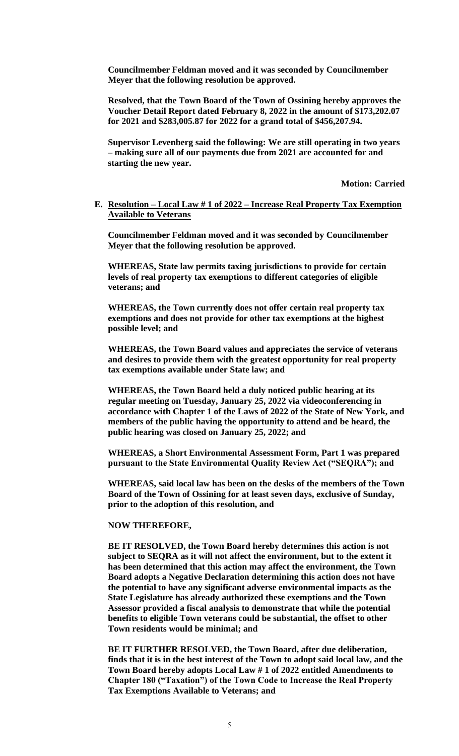**Councilmember Feldman moved and it was seconded by Councilmember Meyer that the following resolution be approved.**

**Resolved, that the Town Board of the Town of Ossining hereby approves the Voucher Detail Report dated February 8, 2022 in the amount of $173,202.07 for 2021 and $283,005.87 for 2022 for a grand total of $456,207.94.**

**Supervisor Levenberg said the following: We are still operating in two years – making sure all of our payments due from 2021 are accounted for and starting the new year.**

**Motion: Carried**

**E. Resolution – Local Law # 1 of 2022 – Increase Real Property Tax Exemption Available to Veterans**

**Councilmember Feldman moved and it was seconded by Councilmember Meyer that the following resolution be approved.**

**WHEREAS, State law permits taxing jurisdictions to provide for certain levels of real property tax exemptions to different categories of eligible veterans; and**

**WHEREAS, the Town currently does not offer certain real property tax exemptions and does not provide for other tax exemptions at the highest possible level; and**

**WHEREAS, the Town Board values and appreciates the service of veterans and desires to provide them with the greatest opportunity for real property tax exemptions available under State law; and**

**WHEREAS, the Town Board held a duly noticed public hearing at its regular meeting on Tuesday, January 25, 2022 via videoconferencing in accordance with Chapter 1 of the Laws of 2022 of the State of New York, and members of the public having the opportunity to attend and be heard, the public hearing was closed on January 25, 2022; and**

**WHEREAS, a Short Environmental Assessment Form, Part 1 was prepared pursuant to the State Environmental Quality Review Act ("SEQRA"); and**

**WHEREAS, said local law has been on the desks of the members of the Town Board of the Town of Ossining for at least seven days, exclusive of Sunday, prior to the adoption of this resolution, and**

**NOW THEREFORE,**

**BE IT RESOLVED, the Town Board hereby determines this action is not subject to SEQRA as it will not affect the environment, but to the extent it has been determined that this action may affect the environment, the Town Board adopts a Negative Declaration determining this action does not have the potential to have any significant adverse environmental impacts as the State Legislature has already authorized these exemptions and the Town Assessor provided a fiscal analysis to demonstrate that while the potential benefits to eligible Town veterans could be substantial, the offset to other Town residents would be minimal; and**

**BE IT FURTHER RESOLVED, the Town Board, after due deliberation, finds that it is in the best interest of the Town to adopt said local law, and the Town Board hereby adopts Local Law # 1 of 2022 entitled Amendments to Chapter 180 ("Taxation") of the Town Code to Increase the Real Property Tax Exemptions Available to Veterans; and**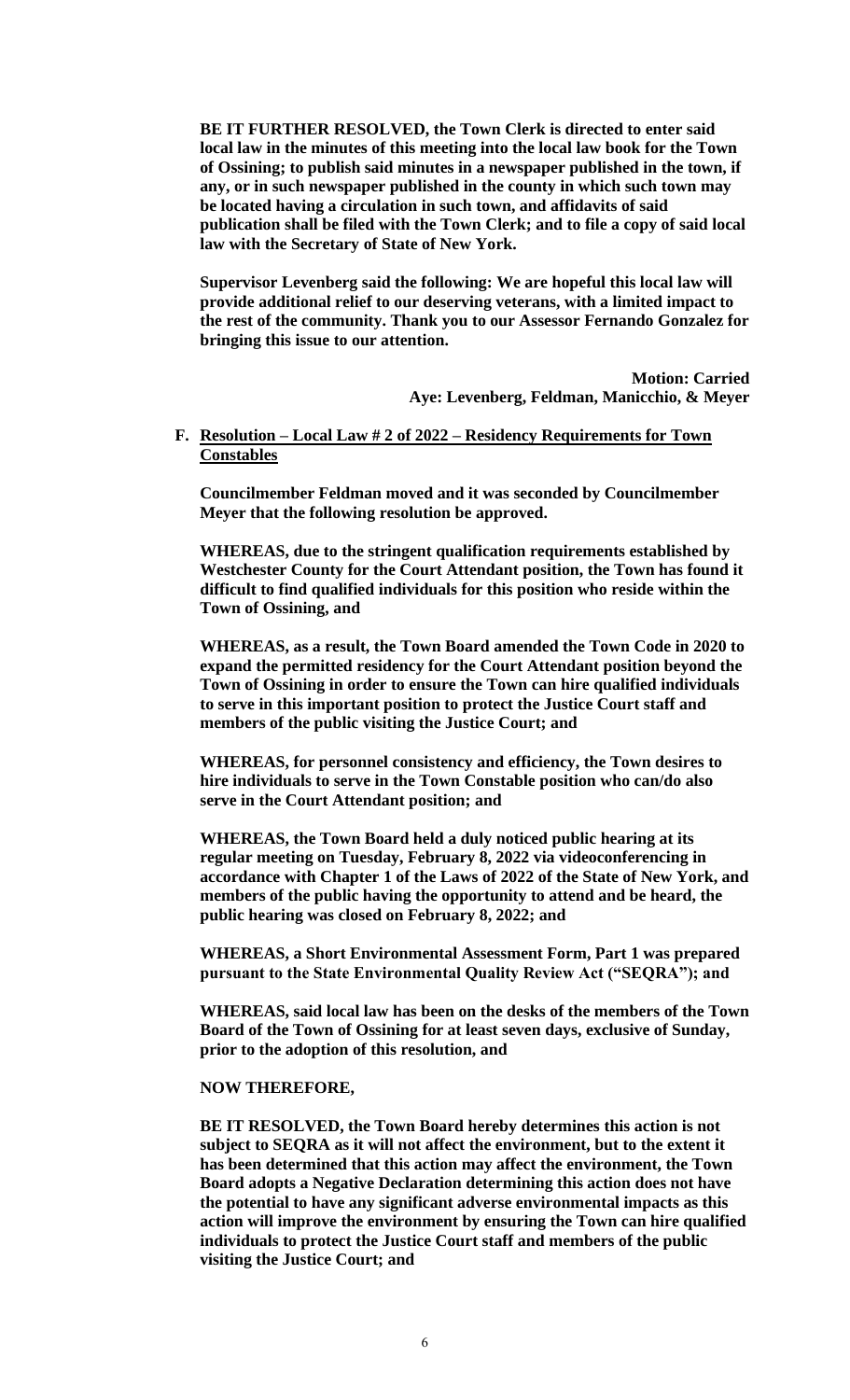**BE IT FURTHER RESOLVED, the Town Clerk is directed to enter said local law in the minutes of this meeting into the local law book for the Town of Ossining; to publish said minutes in a newspaper published in the town, if any, or in such newspaper published in the county in which such town may be located having a circulation in such town, and affidavits of said publication shall be filed with the Town Clerk; and to file a copy of said local law with the Secretary of State of New York.**

**Supervisor Levenberg said the following: We are hopeful this local law will provide additional relief to our deserving veterans, with a limited impact to the rest of the community. Thank you to our Assessor Fernando Gonzalez for bringing this issue to our attention.**

**Motion: Carried**
**Aye: Levenberg, Feldman, Manicchio, & Meyer**

**F. <u>Resolution – Local Law # 2 of 2022 – Residency Requirements for Town Constables</u>**

**Councilmember Feldman moved and it was seconded by Councilmember Meyer that the following resolution be approved.**

**WHEREAS, due to the stringent qualification requirements established by Westchester County for the Court Attendant position, the Town has found it difficult to find qualified individuals for this position who reside within the Town of Ossining, and**

**WHEREAS, as a result, the Town Board amended the Town Code in 2020 to expand the permitted residency for the Court Attendant position beyond the Town of Ossining in order to ensure the Town can hire qualified individuals to serve in this important position to protect the Justice Court staff and members of the public visiting the Justice Court; and**

**WHEREAS, for personnel consistency and efficiency, the Town desires to hire individuals to serve in the Town Constable position who can/do also serve in the Court Attendant position; and**

**WHEREAS, the Town Board held a duly noticed public hearing at its regular meeting on Tuesday, February 8, 2022 via videoconferencing in accordance with Chapter 1 of the Laws of 2022 of the State of New York, and members of the public having the opportunity to attend and be heard, the public hearing was closed on February 8, 2022; and**

**WHEREAS, a Short Environmental Assessment Form, Part 1 was prepared pursuant to the State Environmental Quality Review Act ("SEQRA"); and**

**WHEREAS, said local law has been on the desks of the members of the Town Board of the Town of Ossining for at least seven days, exclusive of Sunday, prior to the adoption of this resolution, and**

**NOW THEREFORE,**

**BE IT RESOLVED, the Town Board hereby determines this action is not subject to SEQRA as it will not affect the environment, but to the extent it has been determined that this action may affect the environment, the Town Board adopts a Negative Declaration determining this action does not have the potential to have any significant adverse environmental impacts as this action will improve the environment by ensuring the Town can hire qualified individuals to protect the Justice Court staff and members of the public visiting the Justice Court; and**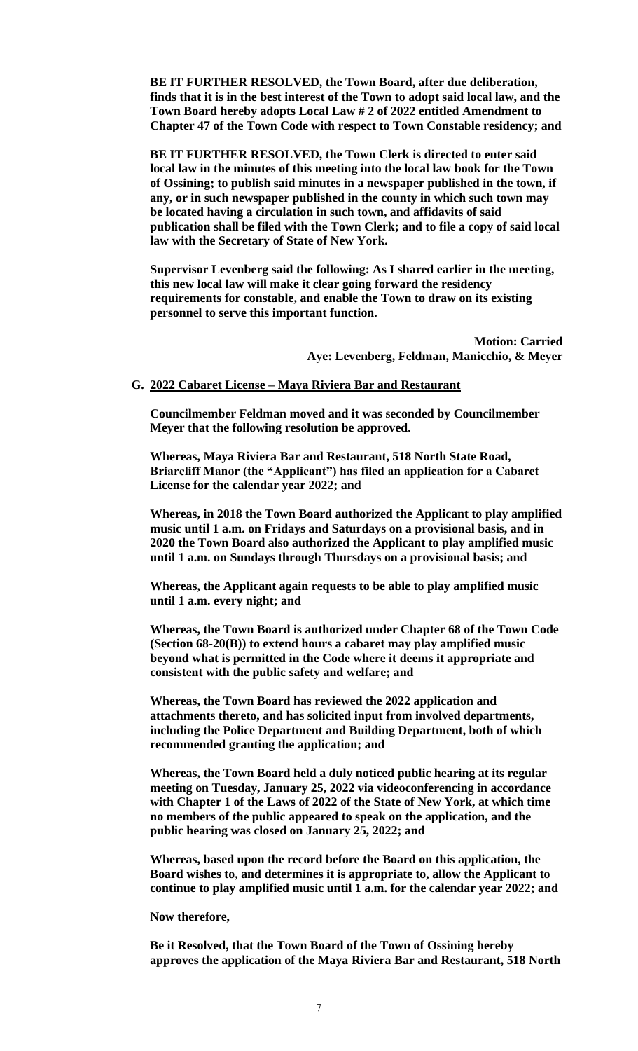**BE IT FURTHER RESOLVED, the Town Board, after due deliberation, finds that it is in the best interest of the Town to adopt said local law, and the Town Board hereby adopts Local Law # 2 of 2022 entitled Amendment to Chapter 47 of the Town Code with respect to Town Constable residency; and**

**BE IT FURTHER RESOLVED, the Town Clerk is directed to enter said local law in the minutes of this meeting into the local law book for the Town of Ossining; to publish said minutes in a newspaper published in the town, if any, or in such newspaper published in the county in which such town may be located having a circulation in such town, and affidavits of said publication shall be filed with the Town Clerk; and to file a copy of said local law with the Secretary of State of New York.**

**Supervisor Levenberg said the following: As I shared earlier in the meeting, this new local law will make it clear going forward the residency requirements for constable, and enable the Town to draw on its existing personnel to serve this important function.**

**Motion: Carried**
**Aye: Levenberg, Feldman, Manicchio, & Meyer**

**G. 2022 Cabaret License – Maya Riviera Bar and Restaurant**

**Councilmember Feldman moved and it was seconded by Councilmember Meyer that the following resolution be approved.**

**Whereas, Maya Riviera Bar and Restaurant, 518 North State Road, Briarcliff Manor (the "Applicant") has filed an application for a Cabaret License for the calendar year 2022; and**

**Whereas, in 2018 the Town Board authorized the Applicant to play amplified music until 1 a.m. on Fridays and Saturdays on a provisional basis, and in 2020 the Town Board also authorized the Applicant to play amplified music until 1 a.m. on Sundays through Thursdays on a provisional basis; and**

**Whereas, the Applicant again requests to be able to play amplified music until 1 a.m. every night; and**

**Whereas, the Town Board is authorized under Chapter 68 of the Town Code (Section 68-20(B)) to extend hours a cabaret may play amplified music beyond what is permitted in the Code where it deems it appropriate and consistent with the public safety and welfare; and**

**Whereas, the Town Board has reviewed the 2022 application and attachments thereto, and has solicited input from involved departments, including the Police Department and Building Department, both of which recommended granting the application; and**

**Whereas, the Town Board held a duly noticed public hearing at its regular meeting on Tuesday, January 25, 2022 via videoconferencing in accordance with Chapter 1 of the Laws of 2022 of the State of New York, at which time no members of the public appeared to speak on the application, and the public hearing was closed on January 25, 2022; and**

**Whereas, based upon the record before the Board on this application, the Board wishes to, and determines it is appropriate to, allow the Applicant to continue to play amplified music until 1 a.m. for the calendar year 2022; and**

**Now therefore,**

**Be it Resolved, that the Town Board of the Town of Ossining hereby approves the application of the Maya Riviera Bar and Restaurant, 518 North**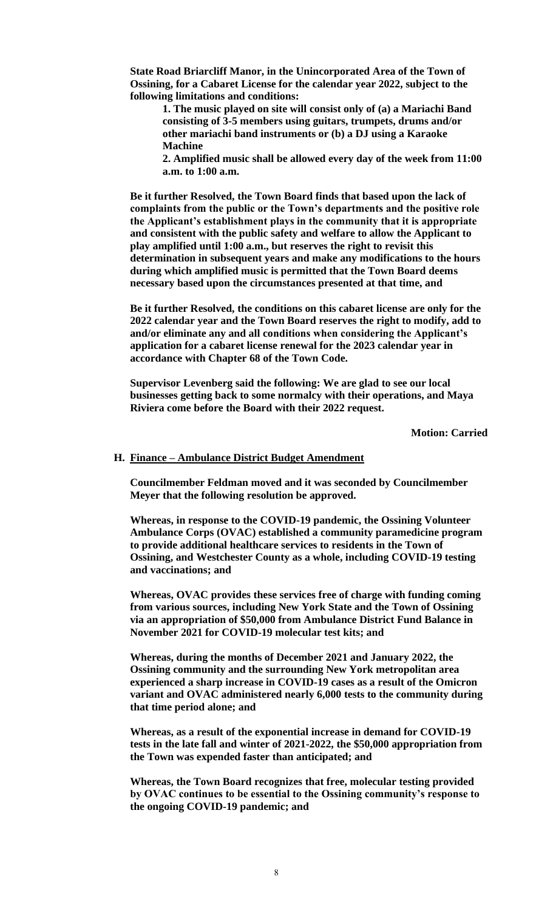**State Road Briarcliff Manor, in the Unincorporated Area of the Town of Ossining, for a Cabaret License for the calendar year 2022, subject to the following limitations and conditions:**

> **1. The music played on site will consist only of (a) a Mariachi Band consisting of 3-5 members using guitars, trumpets, drums and/or other mariachi band instruments or (b) a DJ using a Karaoke Machine**
>
> **2. Amplified music shall be allowed every day of the week from 11:00 a.m. to 1:00 a.m.**

**Be it further Resolved, the Town Board finds that based upon the lack of complaints from the public or the Town's departments and the positive role the Applicant's establishment plays in the community that it is appropriate and consistent with the public safety and welfare to allow the Applicant to play amplified until 1:00 a.m., but reserves the right to revisit this determination in subsequent years and make any modifications to the hours during which amplified music is permitted that the Town Board deems necessary based upon the circumstances presented at that time, and**

**Be it further Resolved, the conditions on this cabaret license are only for the 2022 calendar year and the Town Board reserves the right to modify, add to and/or eliminate any and all conditions when considering the Applicant's application for a cabaret license renewal for the 2023 calendar year in accordance with Chapter 68 of the Town Code.**

**Supervisor Levenberg said the following: We are glad to see our local businesses getting back to some normalcy with their operations, and Maya Riviera come before the Board with their 2022 request.**

**Motion: Carried**

**H. <u>Finance – Ambulance District Budget Amendment</u>**

**Councilmember Feldman moved and it was seconded by Councilmember Meyer that the following resolution be approved.**

**Whereas, in response to the COVID-19 pandemic, the Ossining Volunteer Ambulance Corps (OVAC) established a community paramedicine program to provide additional healthcare services to residents in the Town of Ossining, and Westchester County as a whole, including COVID-19 testing and vaccinations; and**

**Whereas, OVAC provides these services free of charge with funding coming from various sources, including New York State and the Town of Ossining via an appropriation of $50,000 from Ambulance District Fund Balance in November 2021 for COVID-19 molecular test kits; and**

**Whereas, during the months of December 2021 and January 2022, the Ossining community and the surrounding New York metropolitan area experienced a sharp increase in COVID-19 cases as a result of the Omicron variant and OVAC administered nearly 6,000 tests to the community during that time period alone; and**

**Whereas, as a result of the exponential increase in demand for COVID-19 tests in the late fall and winter of 2021-2022, the $50,000 appropriation from the Town was expended faster than anticipated; and**

**Whereas, the Town Board recognizes that free, molecular testing provided by OVAC continues to be essential to the Ossining community's response to the ongoing COVID-19 pandemic; and**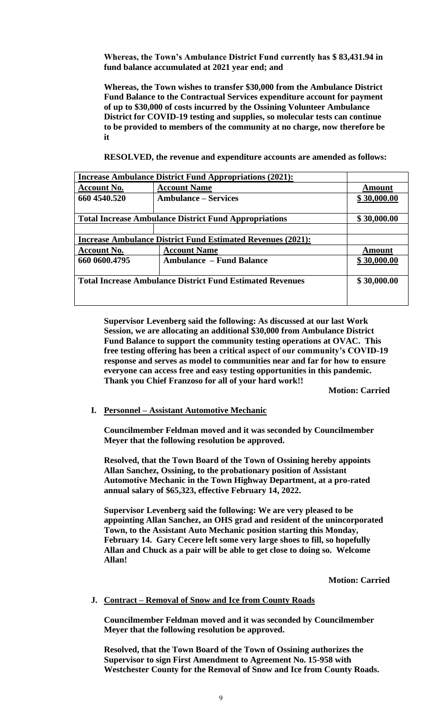**Whereas, the Town's Ambulance District Fund currently has $ 83,431.94 in fund balance accumulated at 2021 year end; and**

**Whereas, the Town wishes to transfer $30,000 from the Ambulance District Fund Balance to the Contractual Services expenditure account for payment of up to $30,000 of costs incurred by the Ossining Volunteer Ambulance District for COVID-19 testing and supplies, so molecular tests can continue to be provided to members of the community at no charge, now therefore be it**

**RESOLVED, the revenue and expenditure accounts are amended as follows:**

| **Increase Ambulance District Fund Appropriations (2021):** | | |
|---|---|---|
| **Account No.** | **Account Name** | **Amount** |
| **660 4540.520** | **Ambulance – Services** | **$ 30,000.00** |
| **Total Increase Ambulance District Fund Appropriations** | | **$ 30,000.00** |
| | | |
| **Increase Ambulance District Fund Estimated Revenues (2021):** | | |
| **Account No.** | **Account Name** | **Amount** |
| **660 0600.4795** | **Ambulance – Fund Balance** | **$ 30,000.00** |
| **Total Increase Ambulance District Fund Estimated Revenues** | | **$ 30,000.00** |

**Supervisor Levenberg said the following: As discussed at our last Work Session, we are allocating an additional $30,000 from Ambulance District Fund Balance to support the community testing operations at OVAC. This free testing offering has been a critical aspect of our community's COVID-19 response and serves as model to communities near and far for how to ensure everyone can access free and easy testing opportunities in this pandemic. Thank you Chief Franzoso for all of your hard work!!**

**Motion: Carried**

**I. Personnel – Assistant Automotive Mechanic**

**Councilmember Feldman moved and it was seconded by Councilmember Meyer that the following resolution be approved.**

**Resolved, that the Town Board of the Town of Ossining hereby appoints Allan Sanchez, Ossining, to the probationary position of Assistant Automotive Mechanic in the Town Highway Department, at a pro-rated annual salary of $65,323, effective February 14, 2022.**

**Supervisor Levenberg said the following: We are very pleased to be appointing Allan Sanchez, an OHS grad and resident of the unincorporated Town, to the Assistant Auto Mechanic position starting this Monday, February 14. Gary Cecere left some very large shoes to fill, so hopefully Allan and Chuck as a pair will be able to get close to doing so. Welcome Allan!**

**Motion: Carried**

**J. Contract – Removal of Snow and Ice from County Roads**

**Councilmember Feldman moved and it was seconded by Councilmember Meyer that the following resolution be approved.**

**Resolved, that the Town Board of the Town of Ossining authorizes the Supervisor to sign First Amendment to Agreement No. 15-958 with Westchester County for the Removal of Snow and Ice from County Roads.**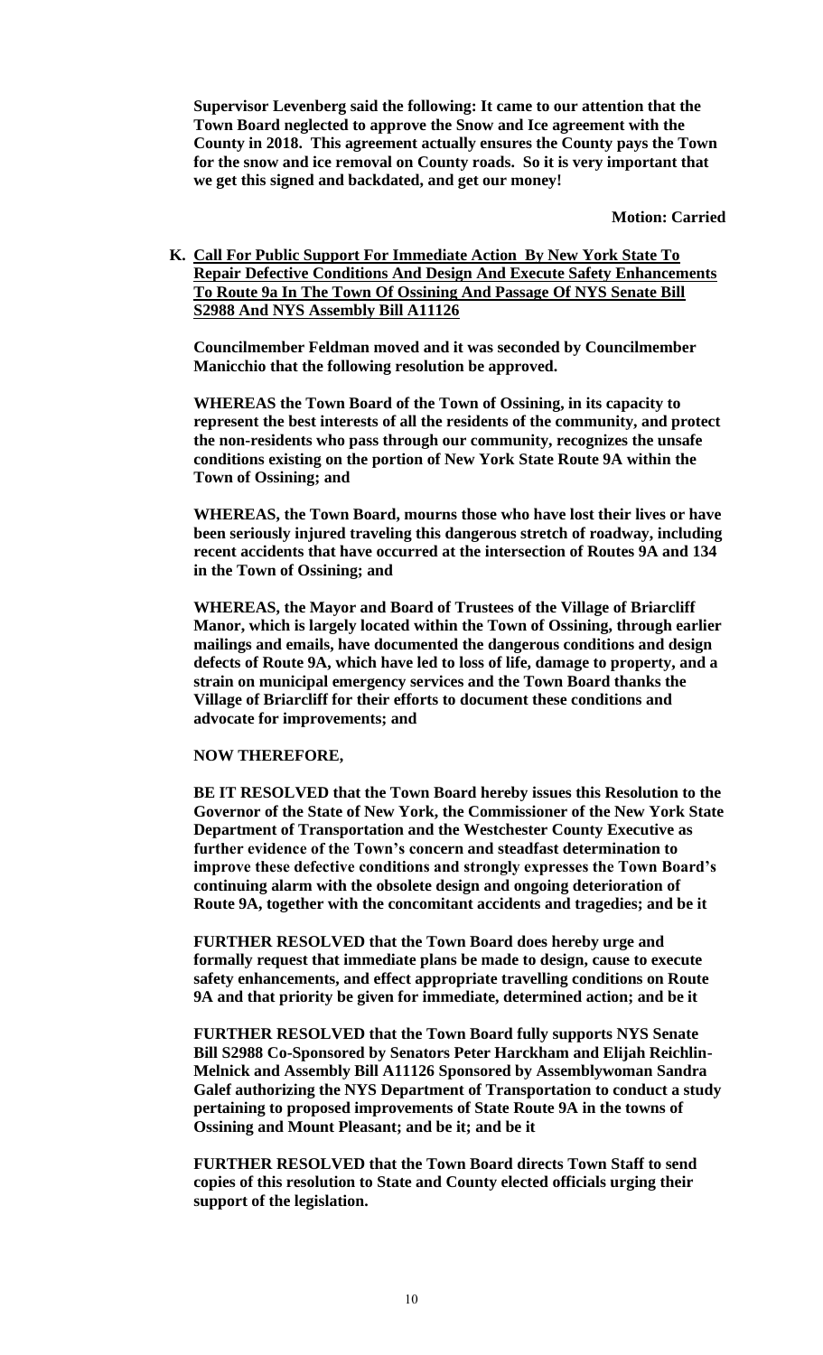**Supervisor Levenberg said the following: It came to our attention that the Town Board neglected to approve the Snow and Ice agreement with the County in 2018. This agreement actually ensures the County pays the Town for the snow and ice removal on County roads. So it is very important that we get this signed and backdated, and get our money!**

**Motion: Carried**

**K. <u>Call For Public Support For Immediate Action By New York State To Repair Defective Conditions And Design And Execute Safety Enhancements To Route 9a In The Town Of Ossining And Passage Of NYS Senate Bill S2988 And NYS Assembly Bill A11126</u>**

**Councilmember Feldman moved and it was seconded by Councilmember Manicchio that the following resolution be approved.**

**WHEREAS the Town Board of the Town of Ossining, in its capacity to represent the best interests of all the residents of the community, and protect the non-residents who pass through our community, recognizes the unsafe conditions existing on the portion of New York State Route 9A within the Town of Ossining; and**

**WHEREAS, the Town Board, mourns those who have lost their lives or have been seriously injured traveling this dangerous stretch of roadway, including recent accidents that have occurred at the intersection of Routes 9A and 134 in the Town of Ossining; and**

**WHEREAS, the Mayor and Board of Trustees of the Village of Briarcliff Manor, which is largely located within the Town of Ossining, through earlier mailings and emails, have documented the dangerous conditions and design defects of Route 9A, which have led to loss of life, damage to property, and a strain on municipal emergency services and the Town Board thanks the Village of Briarcliff for their efforts to document these conditions and advocate for improvements; and**

**NOW THEREFORE,**

**BE IT RESOLVED that the Town Board hereby issues this Resolution to the Governor of the State of New York, the Commissioner of the New York State Department of Transportation and the Westchester County Executive as further evidence of the Town's concern and steadfast determination to improve these defective conditions and strongly expresses the Town Board's continuing alarm with the obsolete design and ongoing deterioration of Route 9A, together with the concomitant accidents and tragedies; and be it**

**FURTHER RESOLVED that the Town Board does hereby urge and formally request that immediate plans be made to design, cause to execute safety enhancements, and effect appropriate travelling conditions on Route 9A and that priority be given for immediate, determined action; and be it**

**FURTHER RESOLVED that the Town Board fully supports NYS Senate Bill S2988 Co-Sponsored by Senators Peter Harckham and Elijah Reichlin-Melnick and Assembly Bill A11126 Sponsored by Assemblywoman Sandra Galef authorizing the NYS Department of Transportation to conduct a study pertaining to proposed improvements of State Route 9A in the towns of Ossining and Mount Pleasant; and be it; and be it**

**FURTHER RESOLVED that the Town Board directs Town Staff to send copies of this resolution to State and County elected officials urging their support of the legislation.**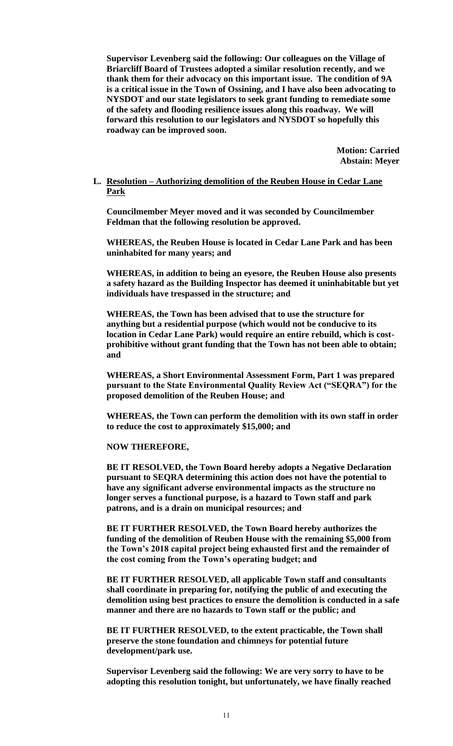**Supervisor Levenberg said the following: Our colleagues on the Village of Briarcliff Board of Trustees adopted a similar resolution recently, and we thank them for their advocacy on this important issue. The condition of 9A is a critical issue in the Town of Ossining, and I have also been advocating to NYSDOT and our state legislators to seek grant funding to remediate some of the safety and flooding resilience issues along this roadway. We will forward this resolution to our legislators and NYSDOT so hopefully this roadway can be improved soon.**

**Motion: Carried**
**Abstain: Meyer**

**L. Resolution – Authorizing demolition of the Reuben House in Cedar Lane Park**

**Councilmember Meyer moved and it was seconded by Councilmember Feldman that the following resolution be approved.**

**WHEREAS, the Reuben House is located in Cedar Lane Park and has been uninhabited for many years; and**

**WHEREAS, in addition to being an eyesore, the Reuben House also presents a safety hazard as the Building Inspector has deemed it uninhabitable but yet individuals have trespassed in the structure; and**

**WHEREAS, the Town has been advised that to use the structure for anything but a residential purpose (which would not be conducive to its location in Cedar Lane Park) would require an entire rebuild, which is cost-prohibitive without grant funding that the Town has not been able to obtain; and**

**WHEREAS, a Short Environmental Assessment Form, Part 1 was prepared pursuant to the State Environmental Quality Review Act ("SEQRA") for the proposed demolition of the Reuben House; and**

**WHEREAS, the Town can perform the demolition with its own staff in order to reduce the cost to approximately $15,000; and**

**NOW THEREFORE,**

**BE IT RESOLVED, the Town Board hereby adopts a Negative Declaration pursuant to SEQRA determining this action does not have the potential to have any significant adverse environmental impacts as the structure no longer serves a functional purpose, is a hazard to Town staff and park patrons, and is a drain on municipal resources; and**

**BE IT FURTHER RESOLVED, the Town Board hereby authorizes the funding of the demolition of Reuben House with the remaining $5,000 from the Town's 2018 capital project being exhausted first and the remainder of the cost coming from the Town's operating budget; and**

**BE IT FURTHER RESOLVED, all applicable Town staff and consultants shall coordinate in preparing for, notifying the public of and executing the demolition using best practices to ensure the demolition is conducted in a safe manner and there are no hazards to Town staff or the public; and**

**BE IT FURTHER RESOLVED, to the extent practicable, the Town shall preserve the stone foundation and chimneys for potential future development/park use.**

**Supervisor Levenberg said the following: We are very sorry to have to be adopting this resolution tonight, but unfortunately, we have finally reached**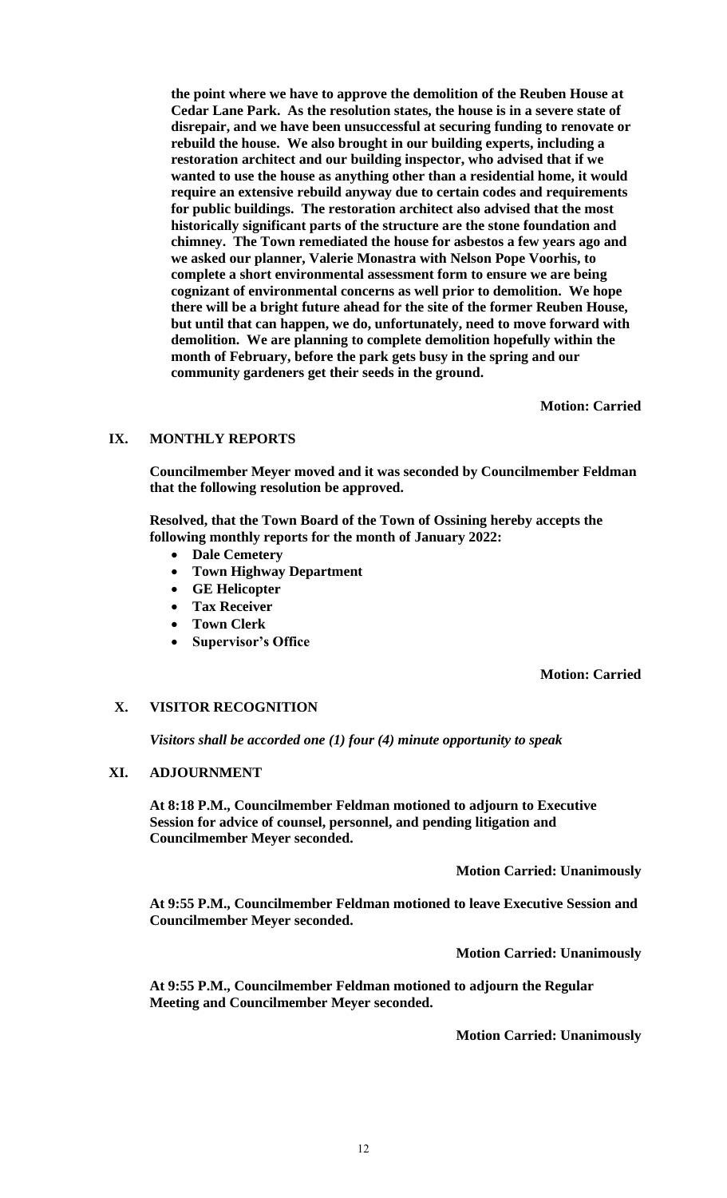**the point where we have to approve the demolition of the Reuben House at Cedar Lane Park. As the resolution states, the house is in a severe state of disrepair, and we have been unsuccessful at securing funding to renovate or rebuild the house. We also brought in our building experts, including a restoration architect and our building inspector, who advised that if we wanted to use the house as anything other than a residential home, it would require an extensive rebuild anyway due to certain codes and requirements for public buildings. The restoration architect also advised that the most historically significant parts of the structure are the stone foundation and chimney. The Town remediated the house for asbestos a few years ago and we asked our planner, Valerie Monastra with Nelson Pope Voorhis, to complete a short environmental assessment form to ensure we are being cognizant of environmental concerns as well prior to demolition. We hope there will be a bright future ahead for the site of the former Reuben House, but until that can happen, we do, unfortunately, need to move forward with demolition. We are planning to complete demolition hopefully within the month of February, before the park gets busy in the spring and our community gardeners get their seeds in the ground.**

**Motion: Carried**

## IX. MONTHLY REPORTS

**Councilmember Meyer moved and it was seconded by Councilmember Feldman that the following resolution be approved.**

**Resolved, that the Town Board of the Town of Ossining hereby accepts the following monthly reports for the month of January 2022:**

- **Dale Cemetery**
- **Town Highway Department**
- **GE Helicopter**
- **Tax Receiver**
- **Town Clerk**
- **Supervisor's Office**

**Motion: Carried**

## X. VISITOR RECOGNITION

***Visitors shall be accorded one (1) four (4) minute opportunity to speak***

## XI. ADJOURNMENT

**At 8:18 P.M., Councilmember Feldman motioned to adjourn to Executive Session for advice of counsel, personnel, and pending litigation and Councilmember Meyer seconded.**

**Motion Carried: Unanimously**

**At 9:55 P.M., Councilmember Feldman motioned to leave Executive Session and Councilmember Meyer seconded.**

**Motion Carried: Unanimously**

**At 9:55 P.M., Councilmember Feldman motioned to adjourn the Regular Meeting and Councilmember Meyer seconded.**

**Motion Carried: Unanimously**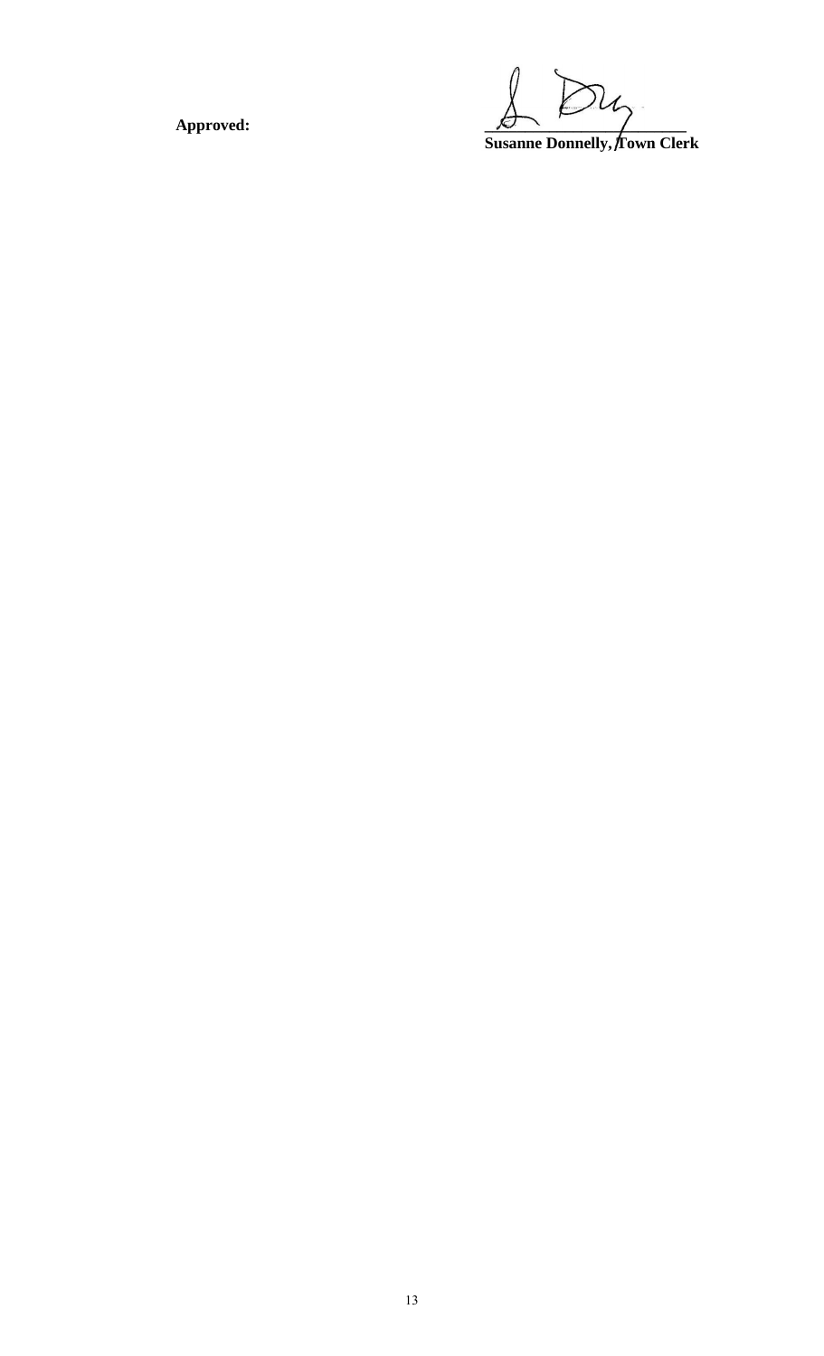**Approved:**

**Susanne Donnelly, Town Clerk**